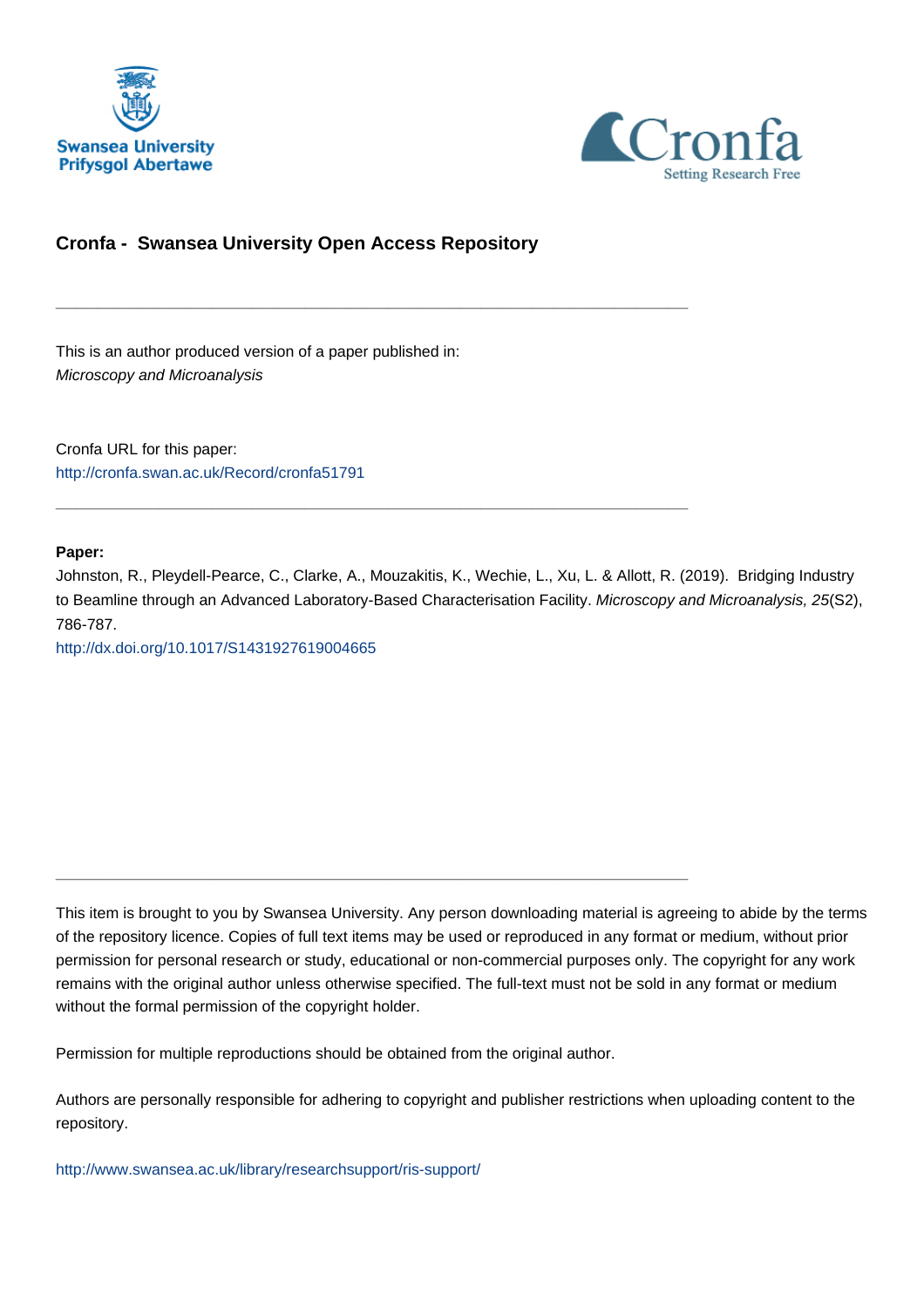Swansea University
Prifysgol Abertawe

Cronfa
Setting Research Free

## Cronfa - Swansea University Open Access Repository

---

This is an author produced version of a paper published in:
*Microscopy and Microanalysis*

Cronfa URL for this paper:
http://cronfa.swan.ac.uk/Record/cronfa51791

---

**Paper:**
Johnston, R., Pleydell-Pearce, C., Clarke, A., Mouzakitis, K., Wechie, L., Xu, L. & Allott, R. (2019). Bridging Industry to Beamline through an Advanced Laboratory-Based Characterisation Facility. *Microscopy and Microanalysis, 25*(S2), 786-787.
http://dx.doi.org/10.1017/S1431927619004665

---

This item is brought to you by Swansea University. Any person downloading material is agreeing to abide by the terms of the repository licence. Copies of full text items may be used or reproduced in any format or medium, without prior permission for personal research or study, educational or non-commercial purposes only. The copyright for any work remains with the original author unless otherwise specified. The full-text must not be sold in any format or medium without the formal permission of the copyright holder.

Permission for multiple reproductions should be obtained from the original author.

Authors are personally responsible for adhering to copyright and publisher restrictions when uploading content to the repository.

http://www.swansea.ac.uk/library/researchsupport/ris-support/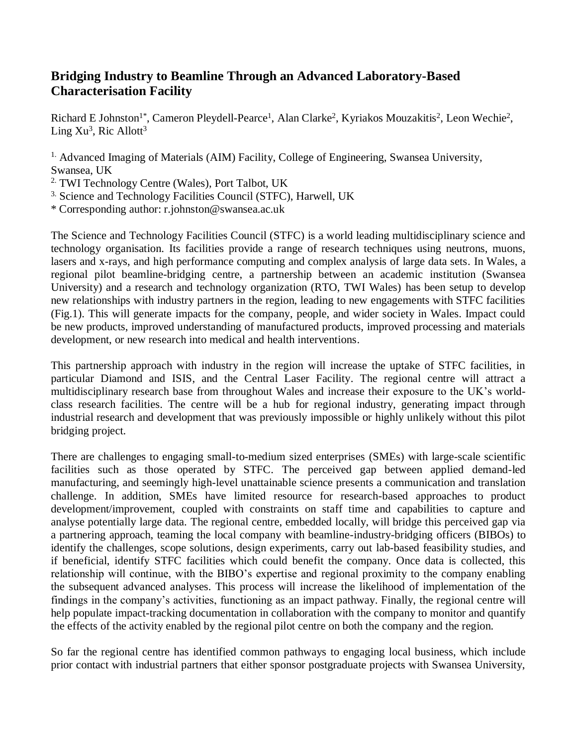## Bridging Industry to Beamline Through an Advanced Laboratory-Based Characterisation Facility

Richard E Johnston[1*], Cameron Pleydell-Pearce[1], Alan Clarke[2], Kyriakos Mouzakitis[2], Leon Wechie[2], Ling Xu[3], Ric Allott[3]

[1.] Advanced Imaging of Materials (AIM) Facility, College of Engineering, Swansea University, Swansea, UK

[2.] TWI Technology Centre (Wales), Port Talbot, UK

[3.] Science and Technology Facilities Council (STFC), Harwell, UK

* Corresponding author: r.johnston@swansea.ac.uk

The Science and Technology Facilities Council (STFC) is a world leading multidisciplinary science and technology organisation. Its facilities provide a range of research techniques using neutrons, muons, lasers and x-rays, and high performance computing and complex analysis of large data sets. In Wales, a regional pilot beamline-bridging centre, a partnership between an academic institution (Swansea University) and a research and technology organization (RTO, TWI Wales) has been setup to develop new relationships with industry partners in the region, leading to new engagements with STFC facilities (Fig.1). This will generate impacts for the company, people, and wider society in Wales. Impact could be new products, improved understanding of manufactured products, improved processing and materials development, or new research into medical and health interventions.

This partnership approach with industry in the region will increase the uptake of STFC facilities, in particular Diamond and ISIS, and the Central Laser Facility. The regional centre will attract a multidisciplinary research base from throughout Wales and increase their exposure to the UK's world-class research facilities. The centre will be a hub for regional industry, generating impact through industrial research and development that was previously impossible or highly unlikely without this pilot bridging project.

There are challenges to engaging small-to-medium sized enterprises (SMEs) with large-scale scientific facilities such as those operated by STFC. The perceived gap between applied demand-led manufacturing, and seemingly high-level unattainable science presents a communication and translation challenge. In addition, SMEs have limited resource for research-based approaches to product development/improvement, coupled with constraints on staff time and capabilities to capture and analyse potentially large data. The regional centre, embedded locally, will bridge this perceived gap via a partnering approach, teaming the local company with beamline-industry-bridging officers (BIBOs) to identify the challenges, scope solutions, design experiments, carry out lab-based feasibility studies, and if beneficial, identify STFC facilities which could benefit the company. Once data is collected, this relationship will continue, with the BIBO's expertise and regional proximity to the company enabling the subsequent advanced analyses. This process will increase the likelihood of implementation of the findings in the company's activities, functioning as an impact pathway. Finally, the regional centre will help populate impact-tracking documentation in collaboration with the company to monitor and quantify the effects of the activity enabled by the regional pilot centre on both the company and the region.

So far the regional centre has identified common pathways to engaging local business, which include prior contact with industrial partners that either sponsor postgraduate projects with Swansea University,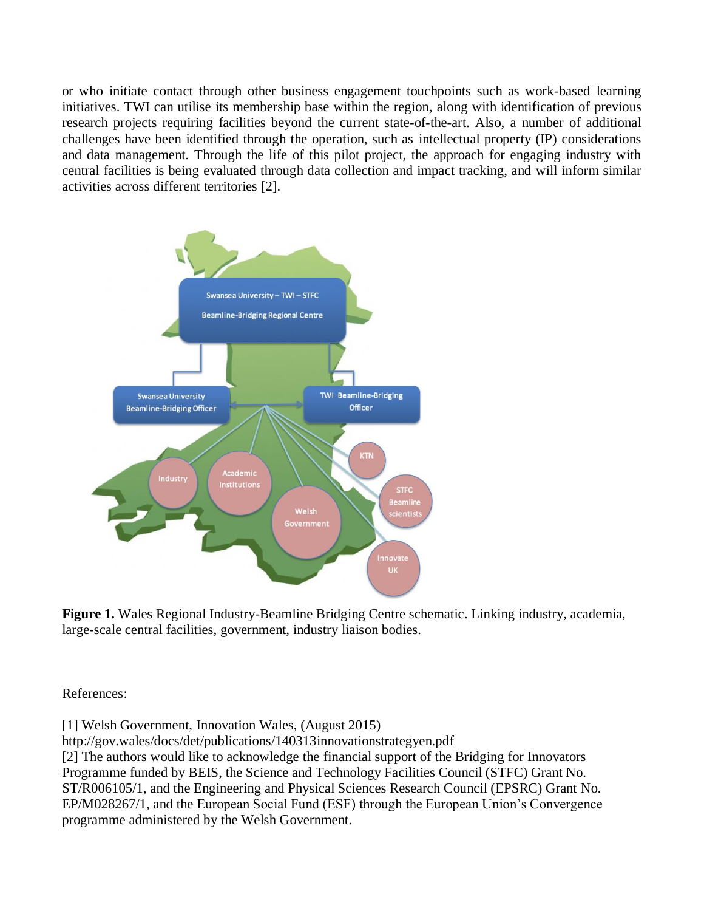or who initiate contact through other business engagement touchpoints such as work-based learning initiatives. TWI can utilise its membership base within the region, along with identification of previous research projects requiring facilities beyond the current state-of-the-art. Also, a number of additional challenges have been identified through the operation, such as intellectual property (IP) considerations and data management. Through the life of this pilot project, the approach for engaging industry with central facilities is being evaluated through data collection and impact tracking, and will inform similar activities across different territories [2].

Swansea University – TWI – STFC

Beamline-Bridging Regional Centre

Swansea University Beamline-Bridging Officer

TWI Beamline-Bridging Officer

Industry

Academic Institutions

Welsh Government

KTN

STFC Beamline scientists

Innovate UK

**Figure 1.** Wales Regional Industry-Beamline Bridging Centre schematic. Linking industry, academia, large-scale central facilities, government, industry liaison bodies.

References:

[1] Welsh Government, Innovation Wales, (August 2015)
http://gov.wales/docs/det/publications/140313innovationstrategyen.pdf

[2] The authors would like to acknowledge the financial support of the Bridging for Innovators Programme funded by BEIS, the Science and Technology Facilities Council (STFC) Grant No. ST/R006105/1, and the Engineering and Physical Sciences Research Council (EPSRC) Grant No. EP/M028267/1, and the European Social Fund (ESF) through the European Union's Convergence programme administered by the Welsh Government.